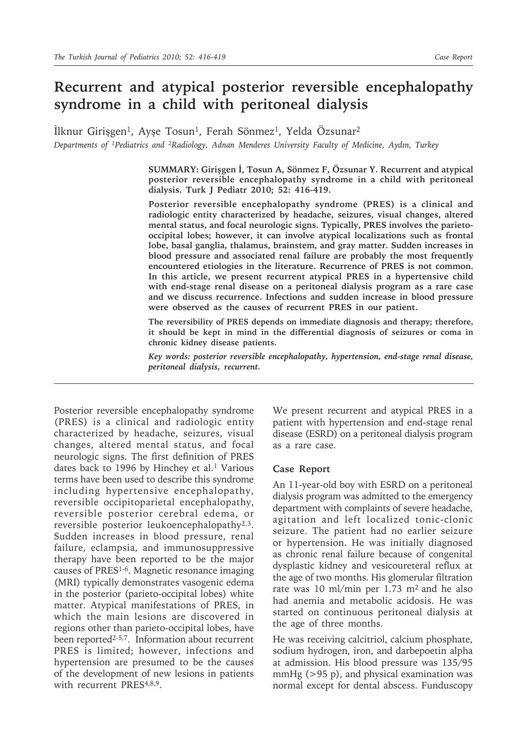# Recurrent and atypical posterior reversible encephalopathy syndrome in a child with peritoneal dialysis

İlknur Girişgen[1], Ayşe Tosun[1], Ferah Sönmez[1], Yelda Özsunar[2]

*Departments of [1]Pediatrics and [2]Radiology, Adnan Menderes University Faculty of Medicine, Aydın, Turkey*

**SUMMARY: Girişgen İ, Tosun A, Sönmez F, Özsunar Y. Recurrent and atypical posterior reversible encephalopathy syndrome in a child with peritoneal dialysis. Turk J Pediatr 2010; 52: 416-419.**

**Posterior reversible encephalopathy syndrome (PRES) is a clinical and radiologic entity characterized by headache, seizures, visual changes, altered mental status, and focal neurologic signs. Typically, PRES involves the parieto-occipital lobes; however, it can involve atypical localizations such as frontal lobe, basal ganglia, thalamus, brainstem, and gray matter. Sudden increases in blood pressure and associated renal failure are probably the most frequently encountered etiologies in the literature. Recurrence of PRES is not common. In this article, we present recurrent atypical PRES in a hypertensive child with end-stage renal disease on a peritoneal dialysis program as a rare case and we discuss recurrence. Infections and sudden increase in blood pressure were observed as the causes of recurrent PRES in our patient.**

**The reversibility of PRES depends on immediate diagnosis and therapy; therefore, it should be kept in mind in the differential diagnosis of seizures or coma in chronic kidney disease patients.**

***Key words: posterior reversible encephalopathy, hypertension, end-stage renal disease, peritoneal dialysis, recurrent.***

Posterior reversible encephalopathy syndrome (PRES) is a clinical and radiologic entity characterized by headache, seizures, visual changes, altered mental status, and focal neurologic signs. The first definition of PRES dates back to 1996 by Hinchey et al.[1] Various terms have been used to describe this syndrome including hypertensive encephalopathy, reversible occipitoparietal encephalopathy, reversible posterior cerebral edema, or reversible posterior leukoencephalopathy[2,3]. Sudden increases in blood pressure, renal failure, eclampsia, and immunosuppressive therapy have been reported to be the major causes of PRES[1-6]. Magnetic resonance imaging (MRI) typically demonstrates vasogenic edema in the posterior (parieto-occipital lobes) white matter. Atypical manifestations of PRES, in which the main lesions are discovered in regions other than parieto-occipital lobes, have been reported[2-5,7]. Information about recurrent PRES is limited; however, infections and hypertension are presumed to be the causes of the development of new lesions in patients with recurrent PRES[4,8,9].

We present recurrent and atypical PRES in a patient with hypertension and end-stage renal disease (ESRD) on a peritoneal dialysis program as a rare case.

## Case Report

An 11-year-old boy with ESRD on a peritoneal dialysis program was admitted to the emergency department with complaints of severe headache, agitation and left localized tonic-clonic seizure. The patient had no earlier seizure or hypertension. He was initially diagnosed as chronic renal failure because of congenital dysplastic kidney and vesicoureteral reflux at the age of two months. His glomerular filtration rate was 10 ml/min per 1.73 $m^2$ and he also had anemia and metabolic acidosis. He was started on continuous peritoneal dialysis at the age of three months.

He was receiving calcitriol, calcium phosphate, sodium hydrogen, iron, and darbepoetin alpha at admission. His blood pressure was 135/95 mmHg (>95 p), and physical examination was normal except for dental abscess. Funduscopy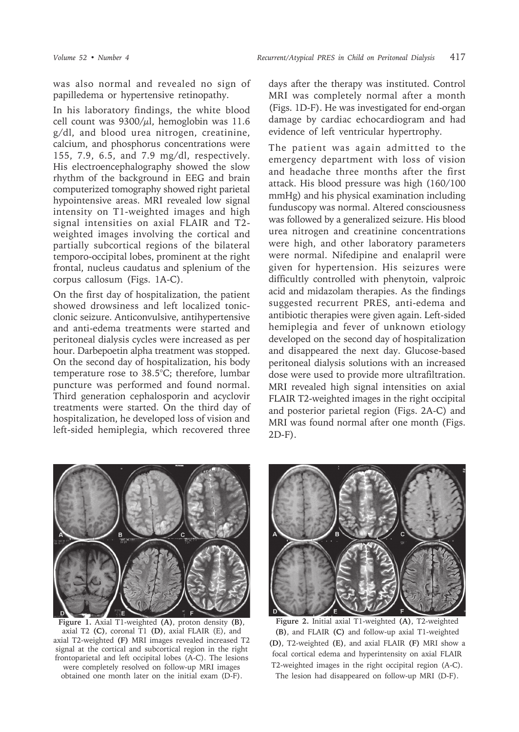was also normal and revealed no sign of papilledema or hypertensive retinopathy.

In his laboratory findings, the white blood cell count was 9300/$\mu$l, hemoglobin was 11.6 g/dl, and blood urea nitrogen, creatinine, calcium, and phosphorus concentrations were 155, 7.9, 6.5, and 7.9 mg/dl, respectively. His electroencephalography showed the slow rhythm of the background in EEG and brain computerized tomography showed right parietal hypointensive areas. MRI revealed low signal intensity on T1-weighted images and high signal intensities on axial FLAIR and T2-weighted images involving the cortical and partially subcortical regions of the bilateral temporo-occipital lobes, prominent at the right frontal, nucleus caudatus and splenium of the corpus callosum (Figs. 1A-C).

On the first day of hospitalization, the patient showed drowsiness and left localized tonic-clonic seizure. Anticonvulsive, antihypertensive and anti-edema treatments were started and peritoneal dialysis cycles were increased as per hour. Darbepoetin alpha treatment was stopped. On the second day of hospitalization, his body temperature rose to 38.5°C; therefore, lumbar puncture was performed and found normal. Third generation cephalosporin and acyclovir treatments were started. On the third day of hospitalization, he developed loss of vision and left-sided hemiplegia, which recovered three days after the therapy was instituted. Control MRI was completely normal after a month (Figs. 1D-F). He was investigated for end-organ damage by cardiac echocardiogram and had evidence of left ventricular hypertrophy.

The patient was again admitted to the emergency department with loss of vision and headache three months after the first attack. His blood pressure was high (160/100 mmHg) and his physical examination including funduscopy was normal. Altered consciousness was followed by a generalized seizure. His blood urea nitrogen and creatinine concentrations were high, and other laboratory parameters were normal. Nifedipine and enalapril were given for hypertension. His seizures were difficultly controlled with phenytoin, valproic acid and midazolam therapies. As the findings suggested recurrent PRES, anti-edema and antibiotic therapies were given again. Left-sided hemiplegia and fever of unknown etiology developed on the second day of hospitalization and disappeared the next day. Glucose-based peritoneal dialysis solutions with an increased dose were used to provide more ultrafiltration. MRI revealed high signal intensities on axial FLAIR T2-weighted images in the right occipital and posterior parietal region (Figs. 2A-C) and MRI was found normal after one month (Figs. 2D-F).

**Figure 1.** Axial T1-weighted **(A)**, proton density **(B)**, axial T2 **(C)**, coronal T1 **(D)**, axial FLAIR (E), and axial T2-weighted **(F)** MRI images revealed increased T2 signal at the cortical and subcortical region in the right frontoparietal and left occipital lobes (A-C). The lesions were completely resolved on follow-up MRI images obtained one month later on the initial exam (D-F).

**Figure 2.** Initial axial T1-weighted **(A)**, T2-weighted **(B)**, and FLAIR **(C)** and follow-up axial T1-weighted **(D)**, T2-weighted **(E)**, and axial FLAIR **(F)** MRI show a focal cortical edema and hyperintensity on axial FLAIR T2-weighted images in the right occipital region (A-C). The lesion had disappeared on follow-up MRI (D-F).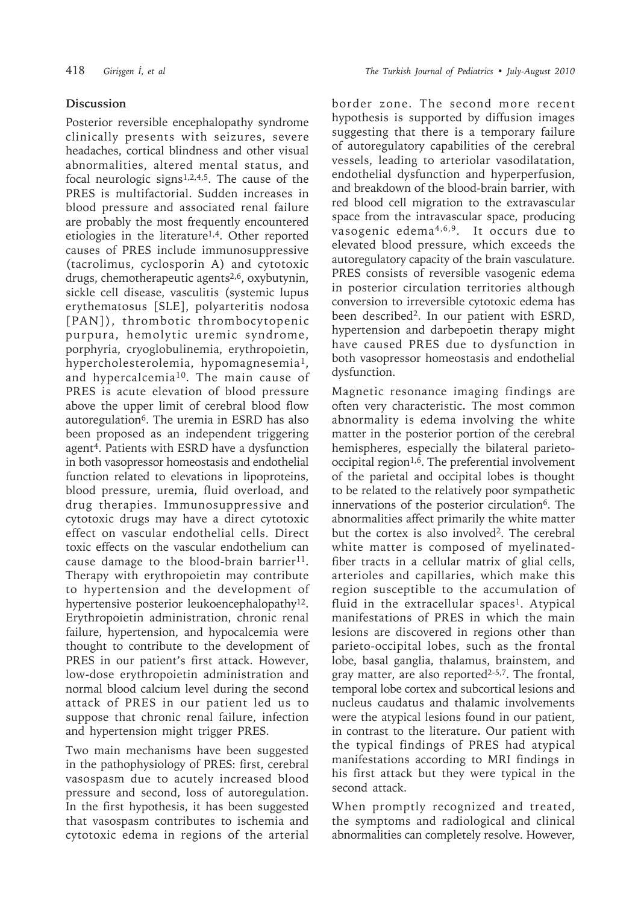## Discussion

Posterior reversible encephalopathy syndrome clinically presents with seizures, severe headaches, cortical blindness and other visual abnormalities, altered mental status, and focal neurologic signs[1,2,4,5]. The cause of the PRES is multifactorial. Sudden increases in blood pressure and associated renal failure are probably the most frequently encountered etiologies in the literature[1,4]. Other reported causes of PRES include immunosuppressive (tacrolimus, cyclosporin A) and cytotoxic drugs, chemotherapeutic agents[2,6], oxybutynin, sickle cell disease, vasculitis (systemic lupus erythematosus [SLE], polyarteritis nodosa [PAN]), thrombotic thrombocytopenic purpura, hemolytic uremic syndrome, porphyria, cryoglobulinemia, erythropoietin, hypercholesterolemia, hypomagnesemia[1], and hypercalcemia[10]. The main cause of PRES is acute elevation of blood pressure above the upper limit of cerebral blood flow autoregulation[6]. The uremia in ESRD has also been proposed as an independent triggering agent[4]. Patients with ESRD have a dysfunction in both vasopressor homeostasis and endothelial function related to elevations in lipoproteins, blood pressure, uremia, fluid overload, and drug therapies. Immunosuppressive and cytotoxic drugs may have a direct cytotoxic effect on vascular endothelial cells. Direct toxic effects on the vascular endothelium can cause damage to the blood-brain barrier[11]. Therapy with erythropoietin may contribute to hypertension and the development of hypertensive posterior leukoencephalopathy[12]. Erythropoietin administration, chronic renal failure, hypertension, and hypocalcemia were thought to contribute to the development of PRES in our patient's first attack. However, low-dose erythropoietin administration and normal blood calcium level during the second attack of PRES in our patient led us to suppose that chronic renal failure, infection and hypertension might trigger PRES.

Two main mechanisms have been suggested in the pathophysiology of PRES: first, cerebral vasospasm due to acutely increased blood pressure and second, loss of autoregulation. In the first hypothesis, it has been suggested that vasospasm contributes to ischemia and cytotoxic edema in regions of the arterial border zone. The second more recent hypothesis is supported by diffusion images suggesting that there is a temporary failure of autoregulatory capabilities of the cerebral vessels, leading to arteriolar vasodilatation, endothelial dysfunction and hyperperfusion, and breakdown of the blood-brain barrier, with red blood cell migration to the extravascular space from the intravascular space, producing vasogenic edema[4,6,9]. It occurs due to elevated blood pressure, which exceeds the autoregulatory capacity of the brain vasculature. PRES consists of reversible vasogenic edema in posterior circulation territories although conversion to irreversible cytotoxic edema has been described[2]. In our patient with ESRD, hypertension and darbepoetin therapy might have caused PRES due to dysfunction in both vasopressor homeostasis and endothelial dysfunction.

Magnetic resonance imaging findings are often very characteristic. The most common abnormality is edema involving the white matter in the posterior portion of the cerebral hemispheres, especially the bilateral parieto-occipital region[1,6]. The preferential involvement of the parietal and occipital lobes is thought to be related to the relatively poor sympathetic innervations of the posterior circulation[6]. The abnormalities affect primarily the white matter but the cortex is also involved[2]. The cerebral white matter is composed of myelinated-fiber tracts in a cellular matrix of glial cells, arterioles and capillaries, which make this region susceptible to the accumulation of fluid in the extracellular spaces[1]. Atypical manifestations of PRES in which the main lesions are discovered in regions other than parieto-occipital lobes, such as the frontal lobe, basal ganglia, thalamus, brainstem, and gray matter, are also reported[2-5,7]. The frontal, temporal lobe cortex and subcortical lesions and nucleus caudatus and thalamic involvements were the atypical lesions found in our patient, in contrast to the literature. Our patient with the typical findings of PRES had atypical manifestations according to MRI findings in his first attack but they were typical in the second attack.

When promptly recognized and treated, the symptoms and radiological and clinical abnormalities can completely resolve. However,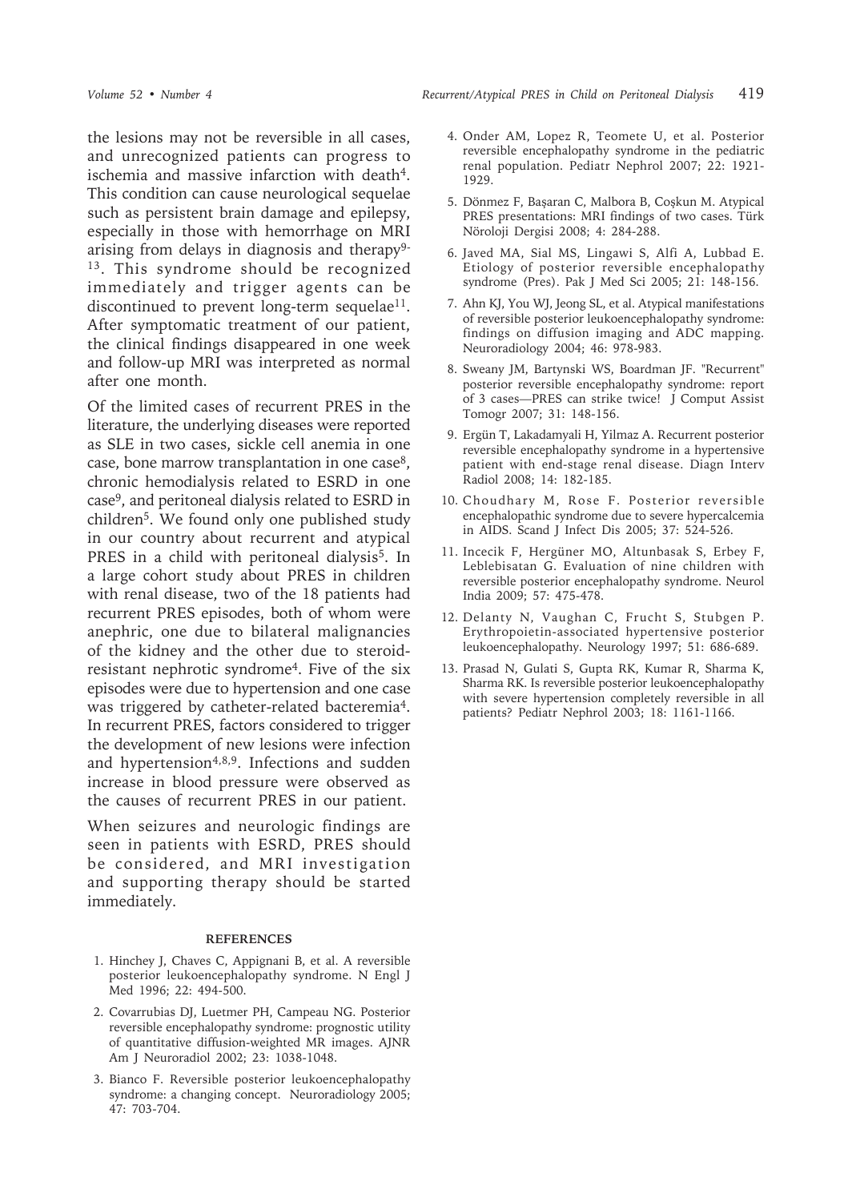the lesions may not be reversible in all cases, and unrecognized patients can progress to ischemia and massive infarction with death[4]. This condition can cause neurological sequelae such as persistent brain damage and epilepsy, especially in those with hemorrhage on MRI arising from delays in diagnosis and therapy[9-13]. This syndrome should be recognized immediately and trigger agents can be discontinued to prevent long-term sequelae[11]. After symptomatic treatment of our patient, the clinical findings disappeared in one week and follow-up MRI was interpreted as normal after one month.

Of the limited cases of recurrent PRES in the literature, the underlying diseases were reported as SLE in two cases, sickle cell anemia in one case, bone marrow transplantation in one case[8], chronic hemodialysis related to ESRD in one case[9], and peritoneal dialysis related to ESRD in children[5]. We found only one published study in our country about recurrent and atypical PRES in a child with peritoneal dialysis[5]. In a large cohort study about PRES in children with renal disease, two of the 18 patients had recurrent PRES episodes, both of whom were anephric, one due to bilateral malignancies of the kidney and the other due to steroid-resistant nephrotic syndrome[4]. Five of the six episodes were due to hypertension and one case was triggered by catheter-related bacteremia[4]. In recurrent PRES, factors considered to trigger the development of new lesions were infection and hypertension[4,8,9]. Infections and sudden increase in blood pressure were observed as the causes of recurrent PRES in our patient.

When seizures and neurologic findings are seen in patients with ESRD, PRES should be considered, and MRI investigation and supporting therapy should be started immediately.

## REFERENCES

1. Hinchey J, Chaves C, Appignani B, et al. A reversible posterior leukoencephalopathy syndrome. N Engl J Med 1996; 22: 494-500.
2. Covarrubias DJ, Luetmer PH, Campeau NG. Posterior reversible encephalopathy syndrome: prognostic utility of quantitative diffusion-weighted MR images. AJNR Am J Neuroradiol 2002; 23: 1038-1048.
3. Bianco F. Reversible posterior leukoencephalopathy syndrome: a changing concept. Neuroradiology 2005; 47: 703-704.
4. Onder AM, Lopez R, Teomete U, et al. Posterior reversible encephalopathy syndrome in the pediatric renal population. Pediatr Nephrol 2007; 22: 1921-1929.
5. Dönmez F, Başaran C, Malbora B, Coşkun M. Atypical PRES presentations: MRI findings of two cases. Türk Nöroloji Dergisi 2008; 4: 284-288.
6. Javed MA, Sial MS, Lingawi S, Alfi A, Lubbad E. Etiology of posterior reversible encephalopathy syndrome (Pres). Pak J Med Sci 2005; 21: 148-156.
7. Ahn KJ, You WJ, Jeong SL, et al. Atypical manifestations of reversible posterior leukoencephalopathy syndrome: findings on diffusion imaging and ADC mapping. Neuroradiology 2004; 46: 978-983.
8. Sweany JM, Bartynski WS, Boardman JF. "Recurrent" posterior reversible encephalopathy syndrome: report of 3 cases—PRES can strike twice! J Comput Assist Tomogr 2007; 31: 148-156.
9. Ergün T, Lakadamyali H, Yilmaz A. Recurrent posterior reversible encephalopathy syndrome in a hypertensive patient with end-stage renal disease. Diagn Interv Radiol 2008; 14: 182-185.
10. Choudhary M, Rose F. Posterior reversible encephalopathic syndrome due to severe hypercalcemia in AIDS. Scand J Infect Dis 2005; 37: 524-526.
11. Incecik F, Hergüner MO, Altunbasak S, Erbey F, Leblebisatan G. Evaluation of nine children with reversible posterior encephalopathy syndrome. Neurol India 2009; 57: 475-478.
12. Delanty N, Vaughan C, Frucht S, Stubgen P. Erythropoietin-associated hypertensive posterior leukoencephalopathy. Neurology 1997; 51: 686-689.
13. Prasad N, Gulati S, Gupta RK, Kumar R, Sharma K, Sharma RK. Is reversible posterior leukoencephalopathy with severe hypertension completely reversible in all patients? Pediatr Nephrol 2003; 18: 1161-1166.